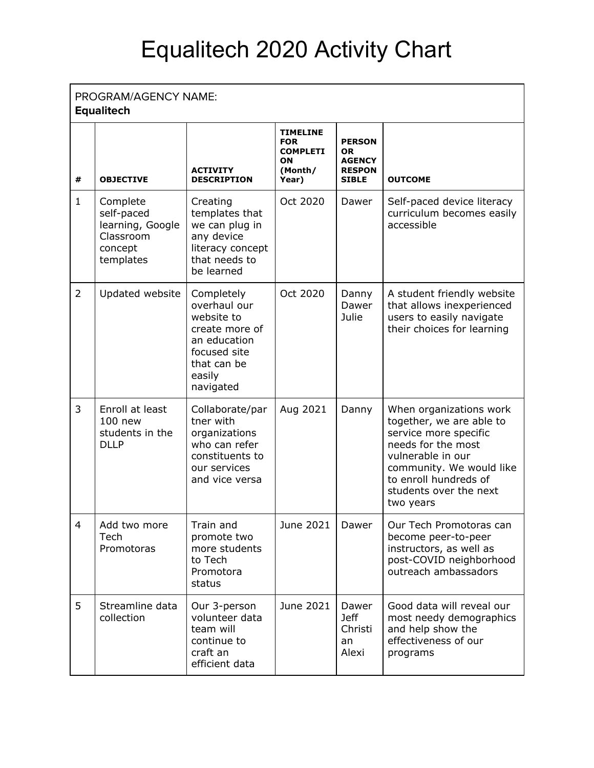# Equalitech 2020 Activity Chart

PROGRAM/AGENCY NAME:
**Equalitech**

| # | OBJECTIVE | ACTIVITY DESCRIPTION | TIMELINE FOR COMPLETION (Month/ Year) | PERSON OR AGENCY RESPONSIBLE | OUTCOME |
|---|---|---|---|---|---|
| 1 | Complete self-paced learning, Google Classroom concept templates | Creating templates that we can plug in any device literacy concept that needs to be learned | Oct 2020 | Dawer | Self-paced device literacy curriculum becomes easily accessible |
| 2 | Updated website | Completely overhaul our website to create more of an education focused site that can be easily navigated | Oct 2020 | Danny Dawer Julie | A student friendly website that allows inexperienced users to easily navigate their choices for learning |
| 3 | Enroll at least 100 new students in the DLLP | Collaborate/partner with organizations who can refer constituents to our services and vice versa | Aug 2021 | Danny | When organizations work together, we are able to service more specific needs for the most vulnerable in our community. We would like to enroll hundreds of students over the next two years |
| 4 | Add two more Tech Promotoras | Train and promote two more students to Tech Promotora status | June 2021 | Dawer | Our Tech Promotoras can become peer-to-peer instructors, as well as post-COVID neighborhood outreach ambassadors |
| 5 | Streamline data collection | Our 3-person volunteer data team will continue to craft an efficient data | June 2021 | Dawer Jeff Christian Alexi | Good data will reveal our most needy demographics and help show the effectiveness of our programs |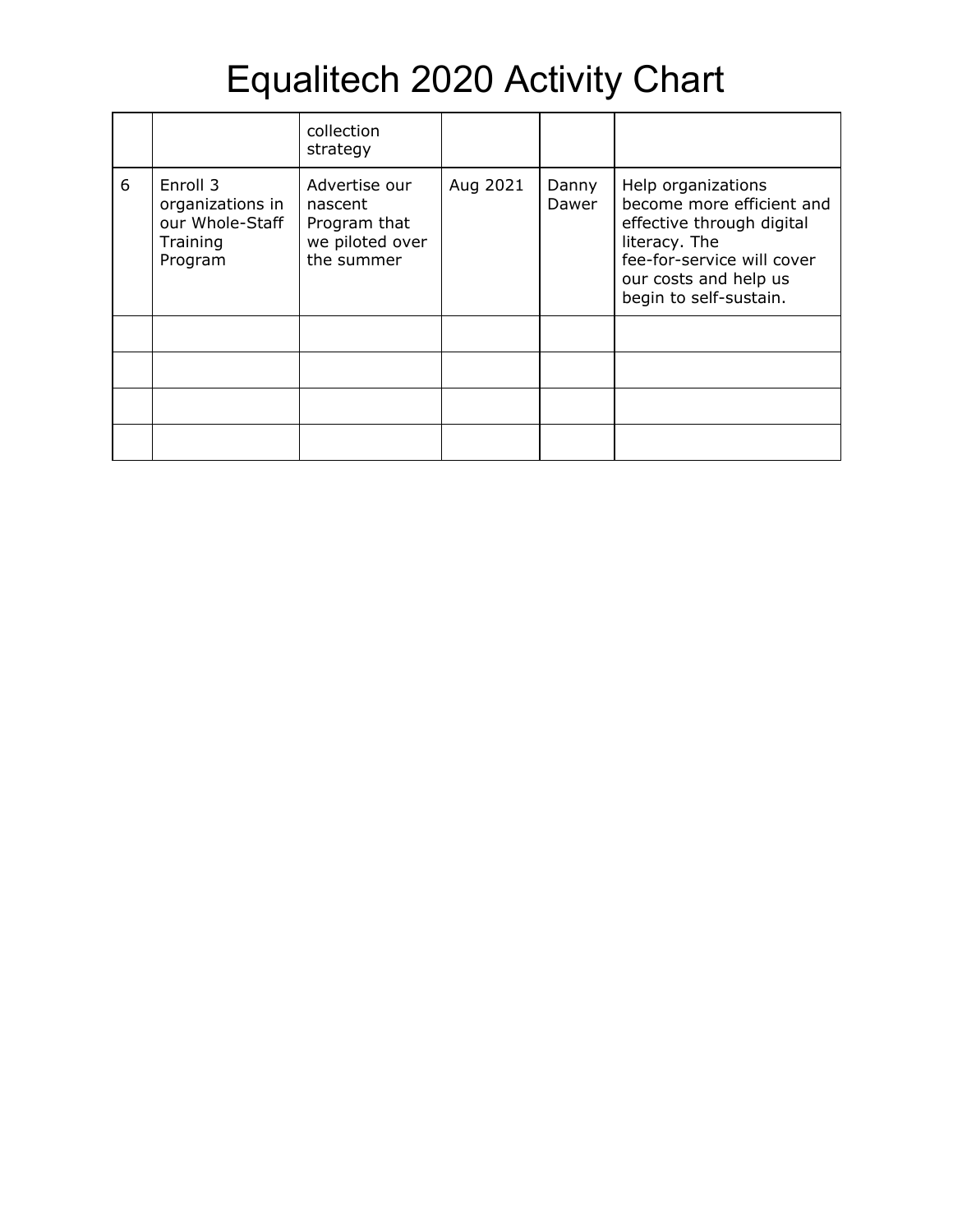# Equalitech 2020 Activity Chart

| | | | | | |
|---|---|---|---|---|---|
| | | collection strategy | | | |
| 6 | Enroll 3 organizations in our Whole-Staff Training Program | Advertise our nascent Program that we piloted over the summer | Aug 2021 | Danny Dawer | Help organizations become more efficient and effective through digital literacy. The fee-for-service will cover our costs and help us begin to self-sustain. |
| | | | | | |
| | | | | | |
| | | | | | |
| | | | | | |